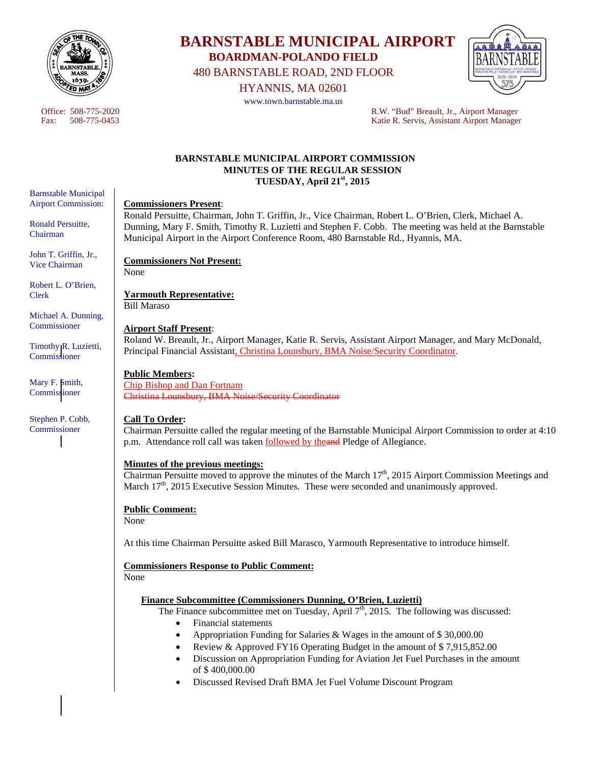# BARNSTABLE MUNICIPAL AIRPORT
## BOARDMAN-POLANDO FIELD
480 BARNSTABLE ROAD, 2ND FLOOR
HYANNIS, MA 02601
www.town.barnstable.ma.us

Office: 508-775-2020
Fax: 508-775-0453

R.W. "Bud" Breault, Jr., Airport Manager
Katie R. Servis, Assistant Airport Manager

Barnstable Municipal Airport Commission:

Ronald Persuitte, Chairman

John T. Griffin, Jr., Vice Chairman

Robert L. O'Brien, Clerk

Michael A. Dunning, Commissioner

Timothy R. Luzietti, Commissioner

Mary F. Smith, Commissioner

Stephen P. Cobb, Commissioner

**BARNSTABLE MUNICIPAL AIRPORT COMMISSION**
**MINUTES OF THE REGULAR SESSION**
**TUESDAY, April 21st, 2015**

**Commissioners Present**:
Ronald Persuitte, Chairman, John T. Griffin, Jr., Vice Chairman, Robert L. O'Brien, Clerk, Michael A. Dunning, Mary F. Smith, Timothy R. Luzietti and Stephen F. Cobb. The meeting was held at the Barnstable Municipal Airport in the Airport Conference Room, 480 Barnstable Rd., Hyannis, MA.

**Commissioners Not Present:**
None

**Yarmouth Representative:**
Bill Maraso

**Airport Staff Present**:
Roland W. Breault, Jr., Airport Manager, Katie R. Servis, Assistant Airport Manager, and Mary McDonald, Principal Financial Assistant, Christina Lounsbury, BMA Noise/Security Coordinator.

**Public Members:**
Chip Bishop and Dan Fortnam
~~Christina Lounsbury, BMA Noise/Security Coordinator~~

**Call To Order:**
Chairman Persuitte called the regular meeting of the Barnstable Municipal Airport Commission to order at 4:10 p.m. Attendance roll call was taken followed by the~~and~~ Pledge of Allegiance.

**Minutes of the previous meetings:**
Chairman Persuitte moved to approve the minutes of the March 17th, 2015 Airport Commission Meetings and March 17th, 2015 Executive Session Minutes. These were seconded and unanimously approved.

**Public Comment:**
None

At this time Chairman Persuitte asked Bill Marasco, Yarmouth Representative to introduce himself.

**Commissioners Response to Public Comment:**
None

**Finance Subcommittee (Commissioners Dunning, O'Brien, Luzietti)**
The Finance subcommittee met on Tuesday, April 7th, 2015. The following was discussed:

- Financial statements
- Appropriation Funding for Salaries & Wages in the amount of $ 30,000.00
- Review & Approved FY16 Operating Budget in the amount of $ 7,915,852.00
- Discussion on Appropriation Funding for Aviation Jet Fuel Purchases in the amount of $ 400,000.00
- Discussed Revised Draft BMA Jet Fuel Volume Discount Program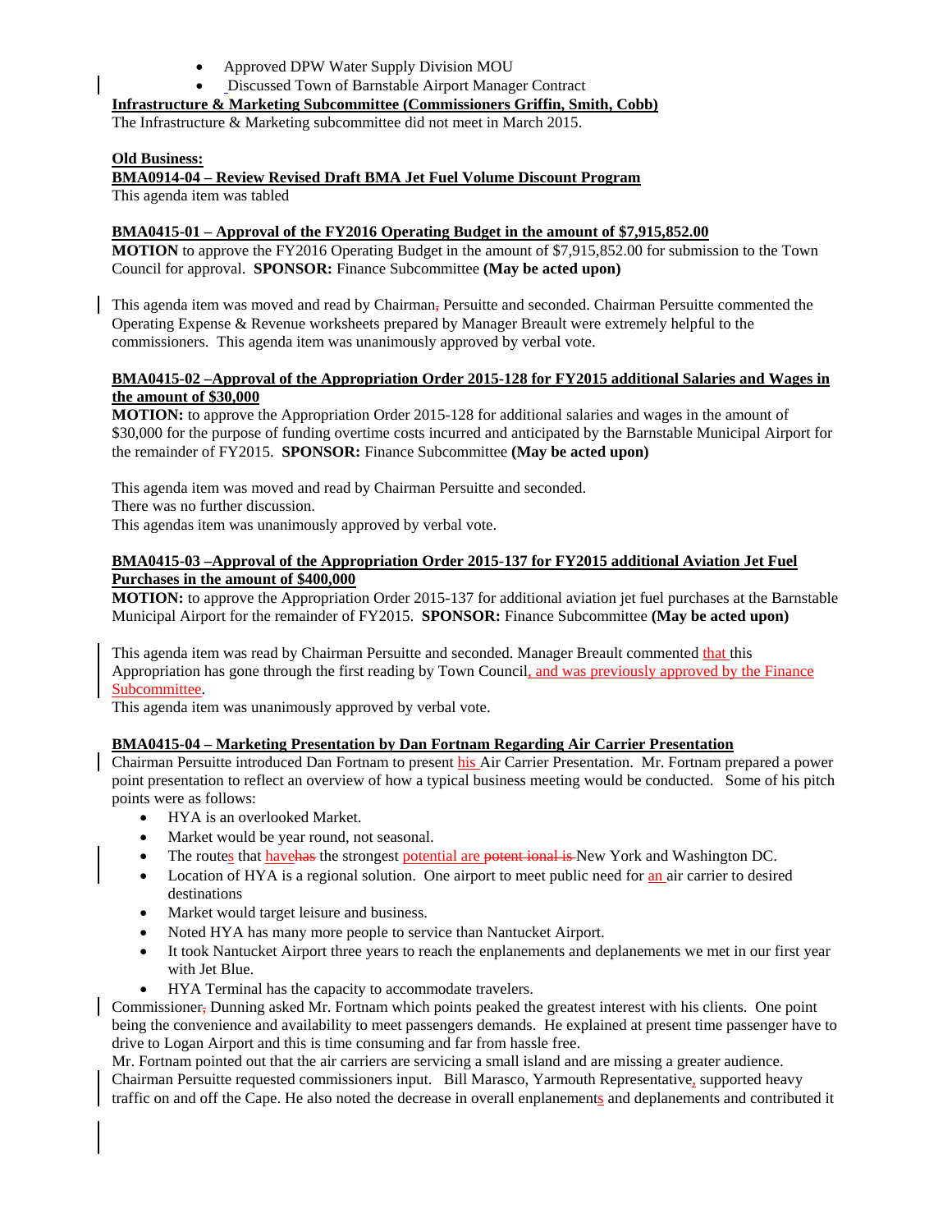- Approved DPW Water Supply Division MOU
- Discussed Town of Barnstable Airport Manager Contract

**Infrastructure & Marketing Subcommittee (Commissioners Griffin, Smith, Cobb)**

The Infrastructure & Marketing subcommittee did not meet in March 2015.

**Old Business:**

**BMA0914-04 – Review Revised Draft BMA Jet Fuel Volume Discount Program**

This agenda item was tabled

**BMA0415-01 – Approval of the FY2016 Operating Budget in the amount of $7,915,852.00**

**MOTION** to approve the FY2016 Operating Budget in the amount of $7,915,852.00 for submission to the Town Council for approval. **SPONSOR:** Finance Subcommittee **(May be acted upon)**

This agenda item was moved and read by Chairman~~,~~ Persuitte and seconded. Chairman Persuitte commented the Operating Expense & Revenue worksheets prepared by Manager Breault were extremely helpful to the commissioners. This agenda item was unanimously approved by verbal vote.

**BMA0415-02 –Approval of the Appropriation Order 2015-128 for FY2015 additional Salaries and Wages in the amount of $30,000**

**MOTION:** to approve the Appropriation Order 2015-128 for additional salaries and wages in the amount of $30,000 for the purpose of funding overtime costs incurred and anticipated by the Barnstable Municipal Airport for the remainder of FY2015. **SPONSOR:** Finance Subcommittee **(May be acted upon)**

This agenda item was moved and read by Chairman Persuitte and seconded.
There was no further discussion.
This agendas item was unanimously approved by verbal vote.

**BMA0415-03 –Approval of the Appropriation Order 2015-137 for FY2015 additional Aviation Jet Fuel Purchases in the amount of $400,000**

**MOTION:** to approve the Appropriation Order 2015-137 for additional aviation jet fuel purchases at the Barnstable Municipal Airport for the remainder of FY2015. **SPONSOR:** Finance Subcommittee **(May be acted upon)**

This agenda item was read by Chairman Persuitte and seconded. Manager Breault commented that this Appropriation has gone through the first reading by Town Council, and was previously approved by the Finance Subcommittee.
This agenda item was unanimously approved by verbal vote.

**BMA0415-04 – Marketing Presentation by Dan Fortnam Regarding Air Carrier Presentation**

Chairman Persuitte introduced Dan Fortnam to present his Air Carrier Presentation. Mr. Fortnam prepared a power point presentation to reflect an overview of how a typical business meeting would be conducted. Some of his pitch points were as follows:

- HYA is an overlooked Market.
- Market would be year round, not seasonal.
- The routes that have~~has~~ the strongest potential are ~~potent ional is~~ New York and Washington DC.
- Location of HYA is a regional solution. One airport to meet public need for an air carrier to desired destinations
- Market would target leisure and business.
- Noted HYA has many more people to service than Nantucket Airport.
- It took Nantucket Airport three years to reach the enplanements and deplanements we met in our first year with Jet Blue.
- HYA Terminal has the capacity to accommodate travelers.

Commissioner~~,~~ Dunning asked Mr. Fortnam which points peaked the greatest interest with his clients. One point being the convenience and availability to meet passengers demands. He explained at present time passenger have to drive to Logan Airport and this is time consuming and far from hassle free.
Mr. Fortnam pointed out that the air carriers are servicing a small island and are missing a greater audience.
Chairman Persuitte requested commissioners input. Bill Marasco, Yarmouth Representative, supported heavy traffic on and off the Cape. He also noted the decrease in overall enplanements and deplanements and contributed it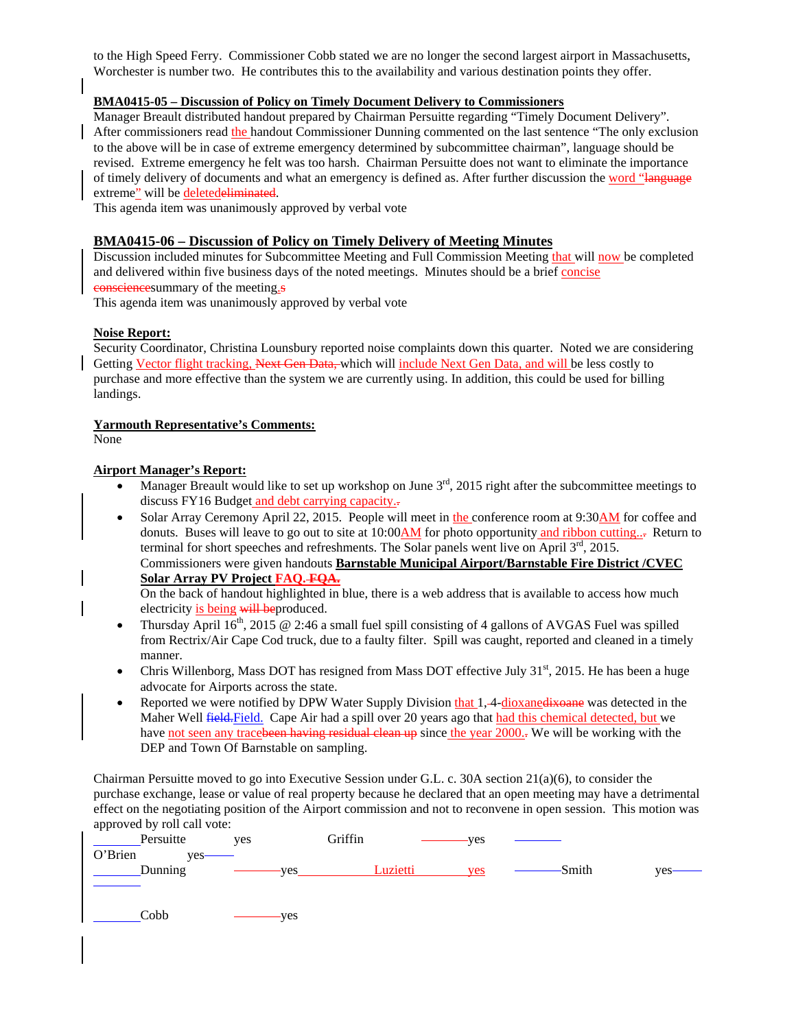to the High Speed Ferry. Commissioner Cobb stated we are no longer the second largest airport in Massachusetts, Worchester is number two. He contributes this to the availability and various destination points they offer.

**BMA0415-05 – Discussion of Policy on Timely Document Delivery to Commissioners**

Manager Breault distributed handout prepared by Chairman Persuitte regarding "Timely Document Delivery". After commissioners read the handout Commissioner Dunning commented on the last sentence "The only exclusion to the above will be in case of extreme emergency determined by subcommittee chairman", language should be revised. Extreme emergency he felt was too harsh. Chairman Persuitte does not want to eliminate the importance of timely delivery of documents and what an emergency is defined as. After further discussion the word "~~language~~ extreme" will be deleted~~eliminated~~.

This agenda item was unanimously approved by verbal vote

**BMA0415-06 – Discussion of Policy on Timely Delivery of Meeting Minutes**

Discussion included minutes for Subcommittee Meeting and Full Commission Meeting that will now be completed and delivered within five business days of the noted meetings. Minutes should be a brief concise ~~conscience~~summary of the meeting.~~s~~

This agenda item was unanimously approved by verbal vote

**Noise Report:**

Security Coordinator, Christina Lounsbury reported noise complaints down this quarter. Noted we are considering Getting Vector flight tracking, ~~Next Gen Data,~~ which will include Next Gen Data, and will be less costly to purchase and more effective than the system we are currently using. In addition, this could be used for billing landings.

**Yarmouth Representative's Comments:**

None

**Airport Manager's Report:**

- Manager Breault would like to set up workshop on June 3rd, 2015 right after the subcommittee meetings to discuss FY16 Budget and debt carrying capacity.~~.~~
- Solar Array Ceremony April 22, 2015. People will meet in the conference room at 9:30AM for coffee and donuts. Buses will leave to go out to site at 10:00AM for photo opportunity and ribbon cutting..~~.~~ Return to terminal for short speeches and refreshments. The Solar panels went live on April 3rd, 2015. Commissioners were given handouts **Barnstable Municipal Airport/Barnstable Fire District /CVEC Solar Array PV Project FAQ. ~~FQA.~~**
  On the back of handout highlighted in blue, there is a web address that is available to access how much electricity is being ~~will be~~produced.
- Thursday April 16th, 2015 @ 2:46 a small fuel spill consisting of 4 gallons of AVGAS Fuel was spilled from Rectrix/Air Cape Cod truck, due to a faulty filter. Spill was caught, reported and cleaned in a timely manner.
- Chris Willenborg, Mass DOT has resigned from Mass DOT effective July 31st, 2015. He has been a huge advocate for Airports across the state.
- Reported we were notified by DPW Water Supply Division that 1,~~-~~4-dioxane~~dixoane~~ was detected in the Maher Well ~~field.~~Field. Cape Air had a spill over 20 years ago that had this chemical detected, but we have not seen any trace~~been having residual clean up~~ since the year 2000.~~.~~ We will be working with the DEP and Town Of Barnstable on sampling.

Chairman Persuitte moved to go into Executive Session under G.L. c. 30A section 21(a)(6), to consider the purchase exchange, lease or value of real property because he declared that an open meeting may have a detrimental effect on the negotiating position of the Airport commission and not to reconvene in open session. This motion was approved by roll call vote:

Persuitte yes
Griffin yes
O'Brien yes
Dunning yes
Luzietti yes
Smith yes
Cobb yes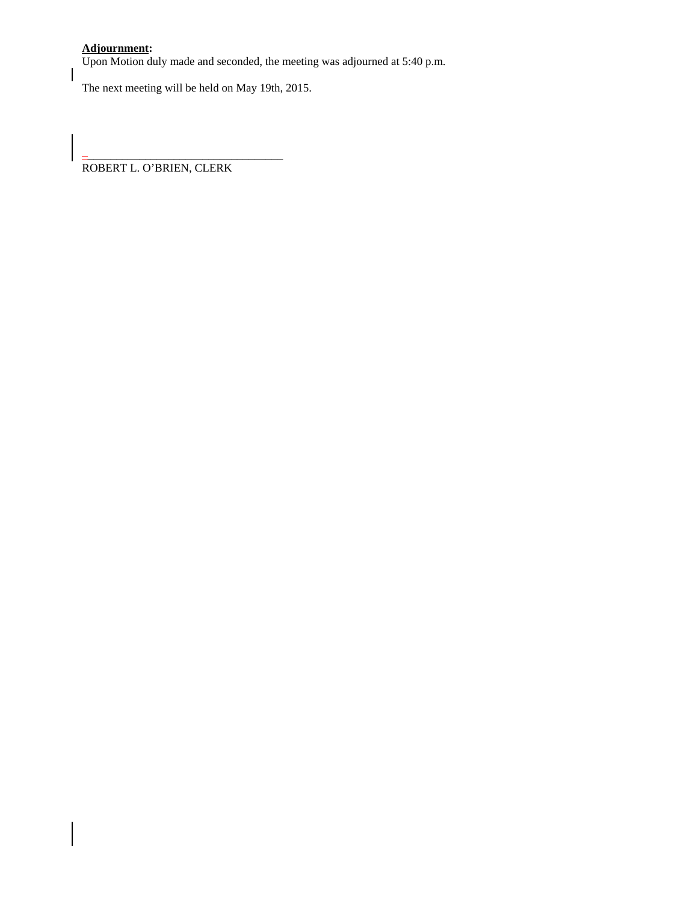**Adjournment:**
Upon Motion duly made and seconded, the meeting was adjourned at 5:40 p.m.

The next meeting will be held on May 19th, 2015.

\_\_\_\_\_\_\_\_\_\_\_\_\_\_\_\_\_\_\_\_\_\_\_\_\_\_\_\_\_\_\_\_\_\_\_\_
ROBERT L. O'BRIEN, CLERK